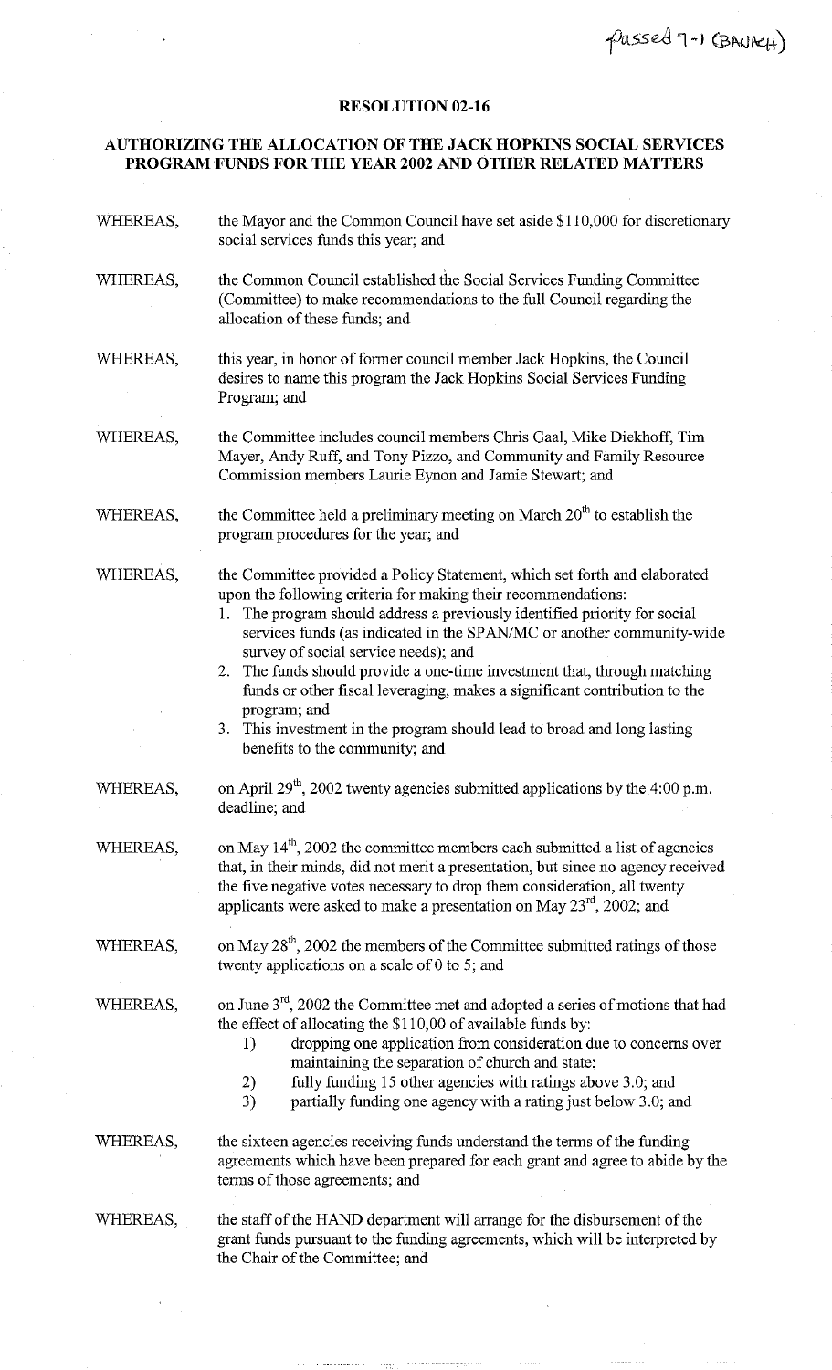Passed 7-1 (BANACH)

## RESOLUTION 02-16

## AUTHORIZING THE ALLOCATION OF THE JACK HOPKINS SOCIAL SERVICES PROGRAM FUNDS FOR THE YEAR 2002 AND OTHER RELATED MATTERS

WHEREAS, the Mayor and the Common Council have set aside $110,000 for discretionary social services funds this year; and

WHEREAS, the Common Council established the Social Services Funding Committee (Committee) to make recommendations to the full Council regarding the allocation of these funds; and

WHEREAS, this year, in honor of former council member Jack Hopkins, the Council desires to name this program the Jack Hopkins Social Services Funding Program; and

WHEREAS, the Committee includes council members Chris Gaal, Mike Diekhoff, Tim Mayer, Andy Ruff, and Tony Pizzo, and Community and Family Resource Commission members Laurie Eynon and Jamie Stewart; and

WHEREAS, the Committee held a preliminary meeting on March 20th to establish the program procedures for the year; and

WHEREAS, the Committee provided a Policy Statement, which set forth and elaborated upon the following criteria for making their recommendations:

1. The program should address a previously identified priority for social services funds (as indicated in the SPAN/MC or another community-wide survey of social service needs); and
2. The funds should provide a one-time investment that, through matching funds or other fiscal leveraging, makes a significant contribution to the program; and
3. This investment in the program should lead to broad and long lasting benefits to the community; and

WHEREAS, on April 29th, 2002 twenty agencies submitted applications by the 4:00 p.m. deadline; and

WHEREAS, on May 14th, 2002 the committee members each submitted a list of agencies that, in their minds, did not merit a presentation, but since no agency received the five negative votes necessary to drop them consideration, all twenty applicants were asked to make a presentation on May 23rd, 2002; and

WHEREAS, on May 28th, 2002 the members of the Committee submitted ratings of those twenty applications on a scale of 0 to 5; and

WHEREAS, on June 3rd, 2002 the Committee met and adopted a series of motions that had the effect of allocating the $110,00 of available funds by:

1) dropping one application from consideration due to concerns over maintaining the separation of church and state;
2) fully funding 15 other agencies with ratings above 3.0; and
3) partially funding one agency with a rating just below 3.0; and

WHEREAS, the sixteen agencies receiving funds understand the terms of the funding agreements which have been prepared for each grant and agree to abide by the terms of those agreements; and

WHEREAS, the staff of the HAND department will arrange for the disbursement of the grant funds pursuant to the funding agreements, which will be interpreted by the Chair of the Committee; and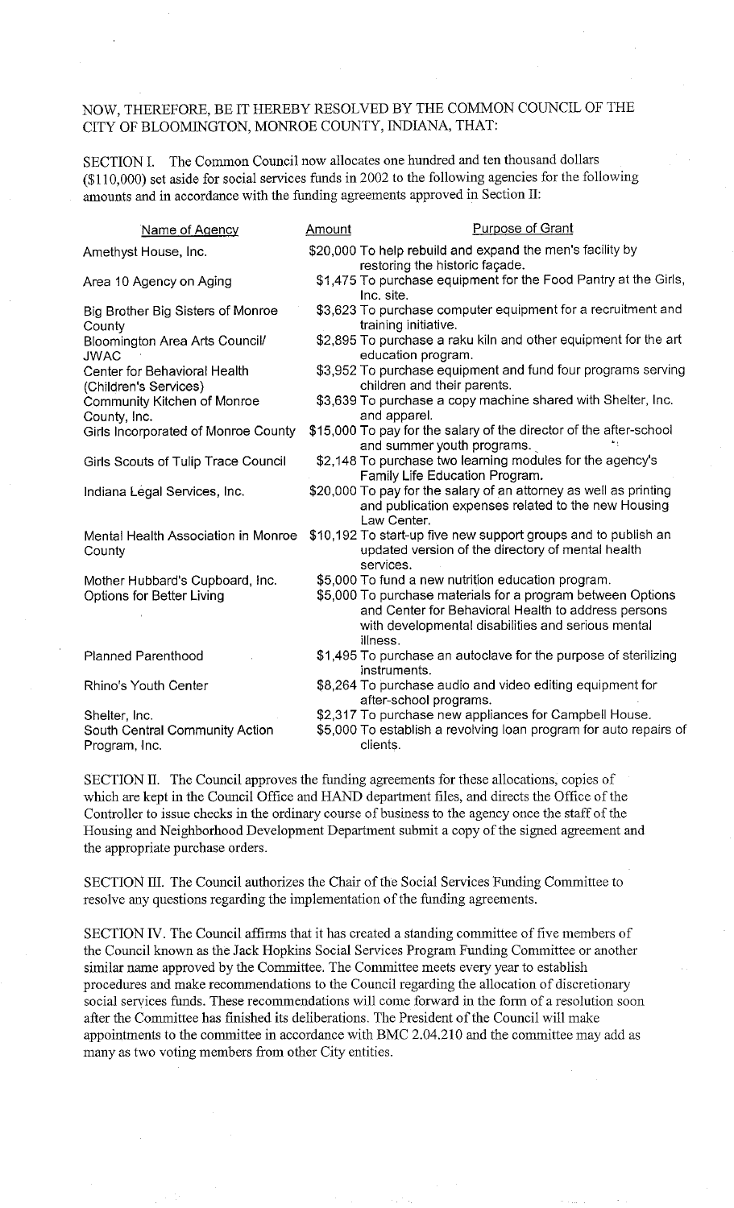NOW, THEREFORE, BE IT HEREBY RESOLVED BY THE COMMON COUNCIL OF THE CITY OF BLOOMINGTON, MONROE COUNTY, INDIANA, THAT:

SECTION I. The Common Council now allocates one hundred and ten thousand dollars ($110,000) set aside for social services funds in 2002 to the following agencies for the following amounts and in accordance with the funding agreements approved in Section II:

| Name of Agency | Amount | Purpose of Grant |
|---|---|---|
| Amethyst House, Inc. | $20,000 | To help rebuild and expand the men's facility by restoring the historic façade. |
| Area 10 Agency on Aging | $1,475 | To purchase equipment for the Food Pantry at the Girls, Inc. site. |
| Big Brother Big Sisters of Monroe County | $3,623 | To purchase computer equipment for a recruitment and training initiative. |
| Bloomington Area Arts Council/ JWAC | $2,895 | To purchase a raku kiln and other equipment for the art education program. |
| Center for Behavioral Health (Children's Services) | $3,952 | To purchase equipment and fund four programs serving children and their parents. |
| Community Kitchen of Monroe County, Inc. | $3,639 | To purchase a copy machine shared with Shelter, Inc. and apparel. |
| Girls Incorporated of Monroe County | $15,000 | To pay for the salary of the director of the after-school and summer youth programs. |
| Girls Scouts of Tulip Trace Council | $2,148 | To purchase two learning modules for the agency's Family Life Education Program. |
| Indiana Legal Services, Inc. | $20,000 | To pay for the salary of an attorney as well as printing and publication expenses related to the new Housing Law Center. |
| Mental Health Association in Monroe County | $10,192 | To start-up five new support groups and to publish an updated version of the directory of mental health services. |
| Mother Hubbard's Cupboard, Inc. | $5,000 | To fund a new nutrition education program. |
| Options for Better Living | $5,000 | To purchase materials for a program between Options and Center for Behavioral Health to address persons with developmental disabilities and serious mental illness. |
| Planned Parenthood | $1,495 | To purchase an autoclave for the purpose of sterilizing instruments. |
| Rhino's Youth Center | $8,264 | To purchase audio and video editing equipment for after-school programs. |
| Shelter, Inc. | $2,317 | To purchase new appliances for Campbell House. |
| South Central Community Action Program, Inc. | $5,000 | To establish a revolving loan program for auto repairs of clients. |

SECTION II. The Council approves the funding agreements for these allocations, copies of which are kept in the Council Office and HAND department files, and directs the Office of the Controller to issue checks in the ordinary course of business to the agency once the staff of the Housing and Neighborhood Development Department submit a copy of the signed agreement and the appropriate purchase orders.

SECTION III. The Council authorizes the Chair of the Social Services Funding Committee to resolve any questions regarding the implementation of the funding agreements.

SECTION IV. The Council affirms that it has created a standing committee of five members of the Council known as the Jack Hopkins Social Services Program Funding Committee or another similar name approved by the Committee. The Committee meets every year to establish procedures and make recommendations to the Council regarding the allocation of discretionary social services funds. These recommendations will come forward in the form of a resolution soon after the Committee has finished its deliberations. The President of the Council will make appointments to the committee in accordance with BMC 2.04.210 and the committee may add as many as two voting members from other City entities.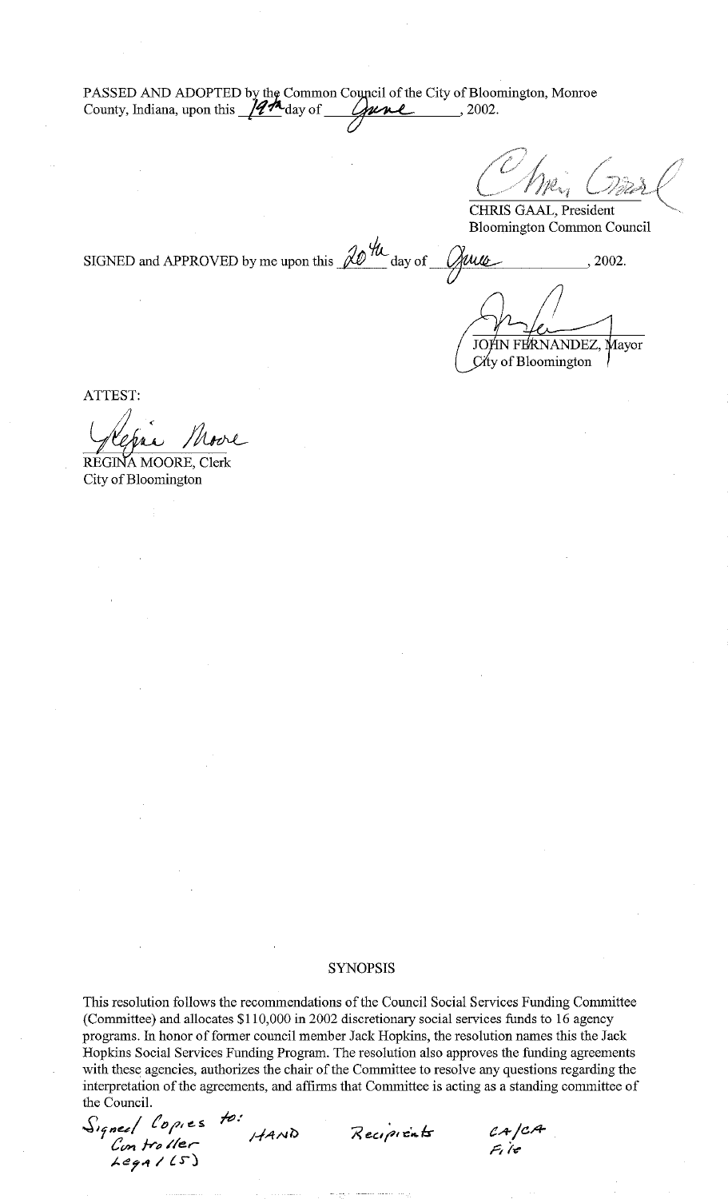PASSED AND ADOPTED by the Common Council of the City of Bloomington, Monroe County, Indiana, upon this 19th day of June, 2002.

CHRIS GAAL, President
Bloomington Common Council

SIGNED and APPROVED by me upon this 20th day of June, 2002.

JOHN FERNANDEZ, Mayor
City of Bloomington

ATTEST:

REGINA MOORE, Clerk
City of Bloomington

SYNOPSIS

This resolution follows the recommendations of the Council Social Services Funding Committee (Committee) and allocates $110,000 in 2002 discretionary social services funds to 16 agency programs. In honor of former council member Jack Hopkins, the resolution names this the Jack Hopkins Social Services Funding Program. The resolution also approves the funding agreements with these agencies, authorizes the chair of the Committee to resolve any questions regarding the interpretation of the agreements, and affirms that Committee is acting as a standing committee of the Council.

Signed Copies to: Controller, Legal (5), HAND, Recipients, CA/CA File